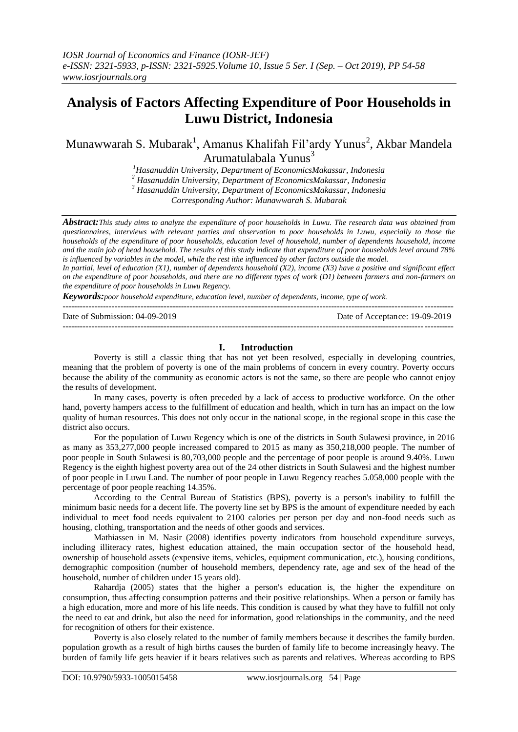# Analysis of Factors Affecting Expenditure of Poor Households in Luwu District, Indonesia

Munawwarah S. Mubarak[1], Amanus Khalifah Fil'ardy Yunus[2], Akbar Mandela Arumatulabala Yunus[3]

[1]Hasanuddin University, Department of EconomicsMakassar, Indonesia
[2] Hasanuddin University, Department of EconomicsMakassar, Indonesia
[3] Hasanuddin University, Department of EconomicsMakassar, Indonesia
Corresponding Author: Munawwarah S. Mubarak

***Abstract:*** *This study aims to analyze the expenditure of poor households in Luwu. The research data was obtained from questionnaires, interviews with relevant parties and observation to poor households in Luwu, especially to those the households of the expenditure of poor households, education level of household, number of dependents household, income and the main job of head household. The results of this study indicate that expenditure of poor households level around 78% is influenced by variables in the model, while the rest ithe influenced by other factors outside the model.*

*In partial, level of education (X1), number of dependents household (X2), income (X3) have a positive and significant effect on the expenditure of poor households, and there are no different types of work (D1) between farmers and non-farmers on the expenditure of poor households in Luwu Regency.*

***Keywords:*** *poor household expenditure, education level, number of dependents, income, type of work.*

---

Date of Submission: 04-09-2019 Date of Acceptance: 19-09-2019

---

## I. Introduction

Poverty is still a classic thing that has not yet been resolved, especially in developing countries, meaning that the problem of poverty is one of the main problems of concern in every country. Poverty occurs because the ability of the community as economic actors is not the same, so there are people who cannot enjoy the results of development.

In many cases, poverty is often preceded by a lack of access to productive workforce. On the other hand, poverty hampers access to the fulfillment of education and health, which in turn has an impact on the low quality of human resources. This does not only occur in the national scope, in the regional scope in this case the district also occurs.

For the population of Luwu Regency which is one of the districts in South Sulawesi province, in 2016 as many as 353,277,000 people increased compared to 2015 as many as 350,218,000 people. The number of poor people in South Sulawesi is 80,703,000 people and the percentage of poor people is around 9.40%. Luwu Regency is the eighth highest poverty area out of the 24 other districts in South Sulawesi and the highest number of poor people in Luwu Land. The number of poor people in Luwu Regency reaches 5.058,000 people with the percentage of poor people reaching 14.35%.

According to the Central Bureau of Statistics (BPS), poverty is a person's inability to fulfill the minimum basic needs for a decent life. The poverty line set by BPS is the amount of expenditure needed by each individual to meet food needs equivalent to 2100 calories per person per day and non-food needs such as housing, clothing, transportation and the needs of other goods and services.

Mathiassen in M. Nasir (2008) identifies poverty indicators from household expenditure surveys, including illiteracy rates, highest education attained, the main occupation sector of the household head, ownership of household assets (expensive items, vehicles, equipment communication, etc.), housing conditions, demographic composition (number of household members, dependency rate, age and sex of the head of the household, number of children under 15 years old).

Rahardja (2005) states that the higher a person's education is, the higher the expenditure on consumption, thus affecting consumption patterns and their positive relationships. When a person or family has a high education, more and more of his life needs. This condition is caused by what they have to fulfill not only the need to eat and drink, but also the need for information, good relationships in the community, and the need for recognition of others for their existence.

Poverty is also closely related to the number of family members because it describes the family burden. population growth as a result of high births causes the burden of family life to become increasingly heavy. The burden of family life gets heavier if it bears relatives such as parents and relatives. Whereas according to BPS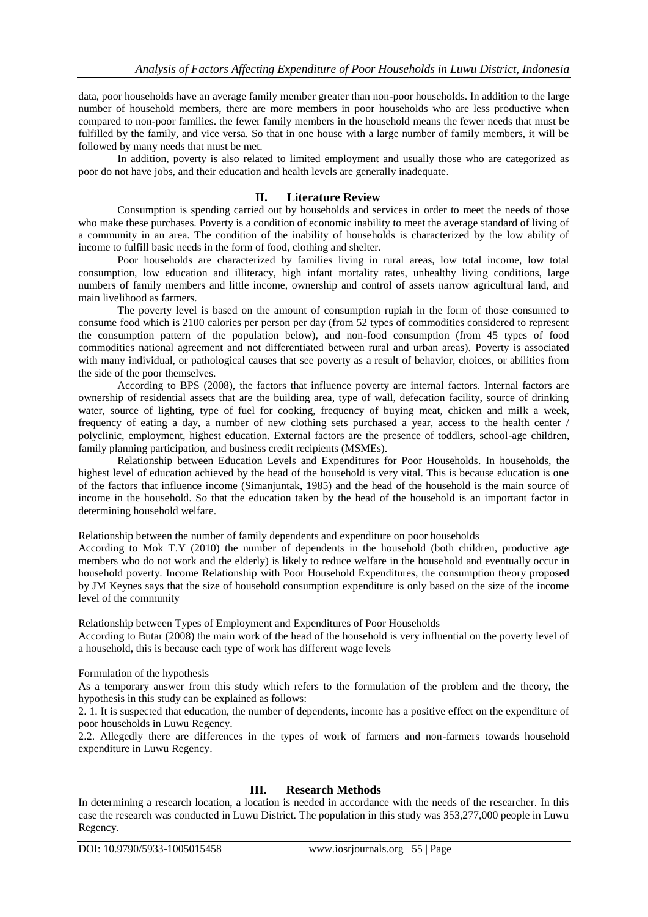data, poor households have an average family member greater than non-poor households. In addition to the large number of household members, there are more members in poor households who are less productive when compared to non-poor families. the fewer family members in the household means the fewer needs that must be fulfilled by the family, and vice versa. So that in one house with a large number of family members, it will be followed by many needs that must be met.

In addition, poverty is also related to limited employment and usually those who are categorized as poor do not have jobs, and their education and health levels are generally inadequate.

## II. Literature Review

Consumption is spending carried out by households and services in order to meet the needs of those who make these purchases. Poverty is a condition of economic inability to meet the average standard of living of a community in an area. The condition of the inability of households is characterized by the low ability of income to fulfill basic needs in the form of food, clothing and shelter.

Poor households are characterized by families living in rural areas, low total income, low total consumption, low education and illiteracy, high infant mortality rates, unhealthy living conditions, large numbers of family members and little income, ownership and control of assets narrow agricultural land, and main livelihood as farmers.

The poverty level is based on the amount of consumption rupiah in the form of those consumed to consume food which is 2100 calories per person per day (from 52 types of commodities considered to represent the consumption pattern of the population below), and non-food consumption (from 45 types of food commodities national agreement and not differentiated between rural and urban areas). Poverty is associated with many individual, or pathological causes that see poverty as a result of behavior, choices, or abilities from the side of the poor themselves.

According to BPS (2008), the factors that influence poverty are internal factors. Internal factors are ownership of residential assets that are the building area, type of wall, defecation facility, source of drinking water, source of lighting, type of fuel for cooking, frequency of buying meat, chicken and milk a week, frequency of eating a day, a number of new clothing sets purchased a year, access to the health center / polyclinic, employment, highest education. External factors are the presence of toddlers, school-age children, family planning participation, and business credit recipients (MSMEs).

Relationship between Education Levels and Expenditures for Poor Households. In households, the highest level of education achieved by the head of the household is very vital. This is because education is one of the factors that influence income (Simanjuntak, 1985) and the head of the household is the main source of income in the household. So that the education taken by the head of the household is an important factor in determining household welfare.

Relationship between the number of family dependents and expenditure on poor households

According to Mok T.Y (2010) the number of dependents in the household (both children, productive age members who do not work and the elderly) is likely to reduce welfare in the household and eventually occur in household poverty. Income Relationship with Poor Household Expenditures, the consumption theory proposed by JM Keynes says that the size of household consumption expenditure is only based on the size of the income level of the community

Relationship between Types of Employment and Expenditures of Poor Households

According to Butar (2008) the main work of the head of the household is very influential on the poverty level of a household, this is because each type of work has different wage levels

Formulation of the hypothesis

As a temporary answer from this study which refers to the formulation of the problem and the theory, the hypothesis in this study can be explained as follows:

2. 1. It is suspected that education, the number of dependents, income has a positive effect on the expenditure of poor households in Luwu Regency.

2.2. Allegedly there are differences in the types of work of farmers and non-farmers towards household expenditure in Luwu Regency.

## III. Research Methods

In determining a research location, a location is needed in accordance with the needs of the researcher. In this case the research was conducted in Luwu District. The population in this study was 353,277,000 people in Luwu Regency.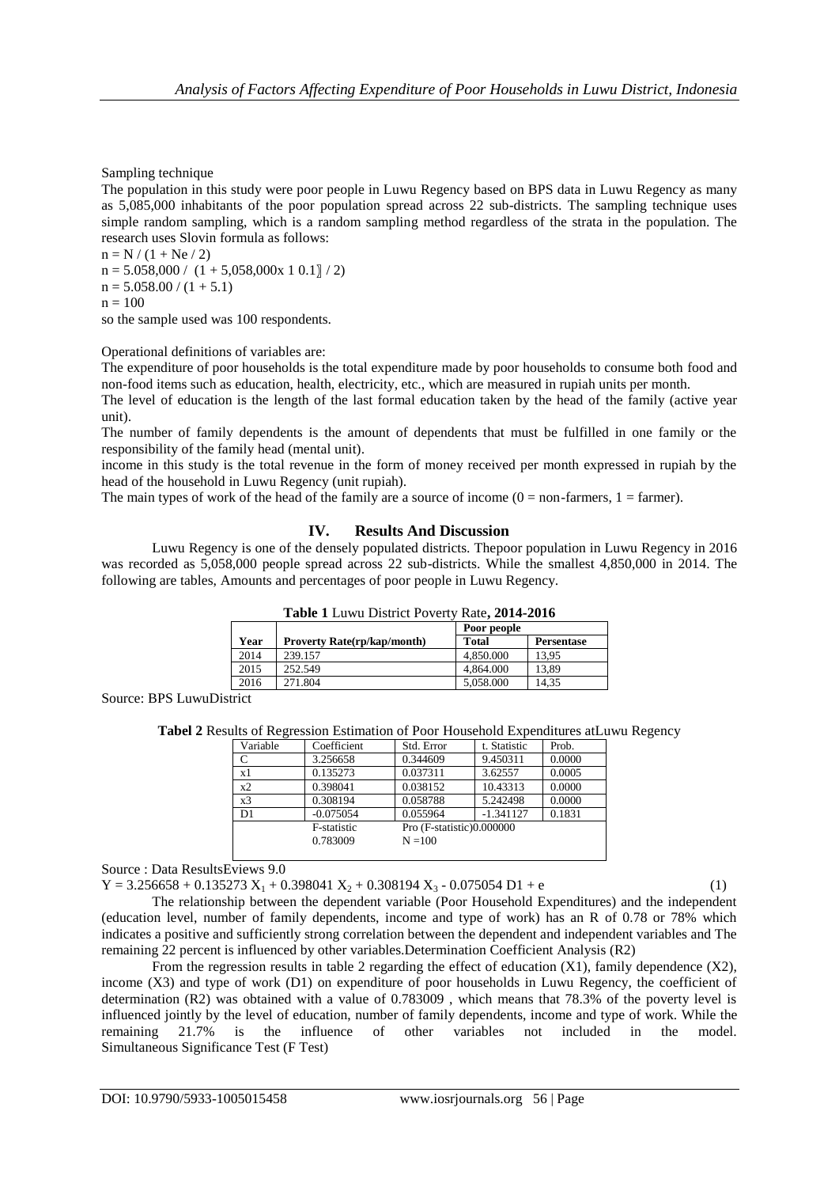Sampling technique

The population in this study were poor people in Luwu Regency based on BPS data in Luwu Regency as many as 5,085,000 inhabitants of the poor population spread across 22 sub-districts. The sampling technique uses simple random sampling, which is a random sampling method regardless of the strata in the population. The research uses Slovin formula as follows:

$n = N / (1 + Ne / 2)$

$n = 5.058,000 / (1 + 5,058,000x 1 0.1] / 2)$

$n = 5.058.00 / (1 + 5.1)$

$n = 100$

so the sample used was 100 respondents.

Operational definitions of variables are:

The expenditure of poor households is the total expenditure made by poor households to consume both food and non-food items such as education, health, electricity, etc., which are measured in rupiah units per month.

The level of education is the length of the last formal education taken by the head of the family (active year unit).

The number of family dependents is the amount of dependents that must be fulfilled in one family or the responsibility of the family head (mental unit).

income in this study is the total revenue in the form of money received per month expressed in rupiah by the head of the household in Luwu Regency (unit rupiah).

The main types of work of the head of the family are a source of income (0 = non-farmers, 1 = farmer).

## IV. Results And Discussion

Luwu Regency is one of the densely populated districts. Thepoor population in Luwu Regency in 2016 was recorded as 5,058,000 people spread across 22 sub-districts. While the smallest 4,850,000 in 2014. The following are tables, Amounts and percentages of poor people in Luwu Regency.

**Table 1** Luwu District Poverty Rate**, 2014-2016**

| | | Poor people | |
|---|---|---|---|
| **Year** | **Proverty Rate(rp/kap/month)** | **Total** | **Persentase** |
| 2014 | 239.157 | 4.850.000 | 13,95 |
| 2015 | 252.549 | 4.864.000 | 13,89 |
| 2016 | 271.804 | 5.058.000 | 14,35 |

Source: BPS LuwuDistrict

**Tabel 2** Results of Regression Estimation of Poor Household Expenditures atLuwu Regency

| Variable | Coefficient | Std. Error | t. Statistic | Prob. |
|---|---|---|---|---|
| C | 3.256658 | 0.344609 | 9.450311 | 0.0000 |
| x1 | 0.135273 | 0.037311 | 3.62557 | 0.0005 |
| x2 | 0.398041 | 0.038152 | 10.43313 | 0.0000 |
| x3 | 0.308194 | 0.058788 | 5.242498 | 0.0000 |
| D1 | -0.075054 | 0.055964 | -1.341127 | 0.1831 |
| | F-statistic 0.783009 | Pro (F-statistic)0.000000 N =100 | | |

Source : Data ResultsEviews 9.0

$$Y = 3.256658 + 0.135273 X_1 + 0.398041 X_2 + 0.308194 X_3 - 0.075054 D1 + e \quad (1)$$

The relationship between the dependent variable (Poor Household Expenditures) and the independent (education level, number of family dependents, income and type of work) has an R of 0.78 or 78% which indicates a positive and sufficiently strong correlation between the dependent and independent variables and The remaining 22 percent is influenced by other variables.Determination Coefficient Analysis (R2)

From the regression results in table 2 regarding the effect of education (X1), family dependence (X2), income (X3) and type of work (D1) on expenditure of poor households in Luwu Regency, the coefficient of determination (R2) was obtained with a value of 0.783009 , which means that 78.3% of the poverty level is influenced jointly by the level of education, number of family dependents, income and type of work. While the remaining 21.7% is the influence of other variables not included in the model. Simultaneous Significance Test (F Test)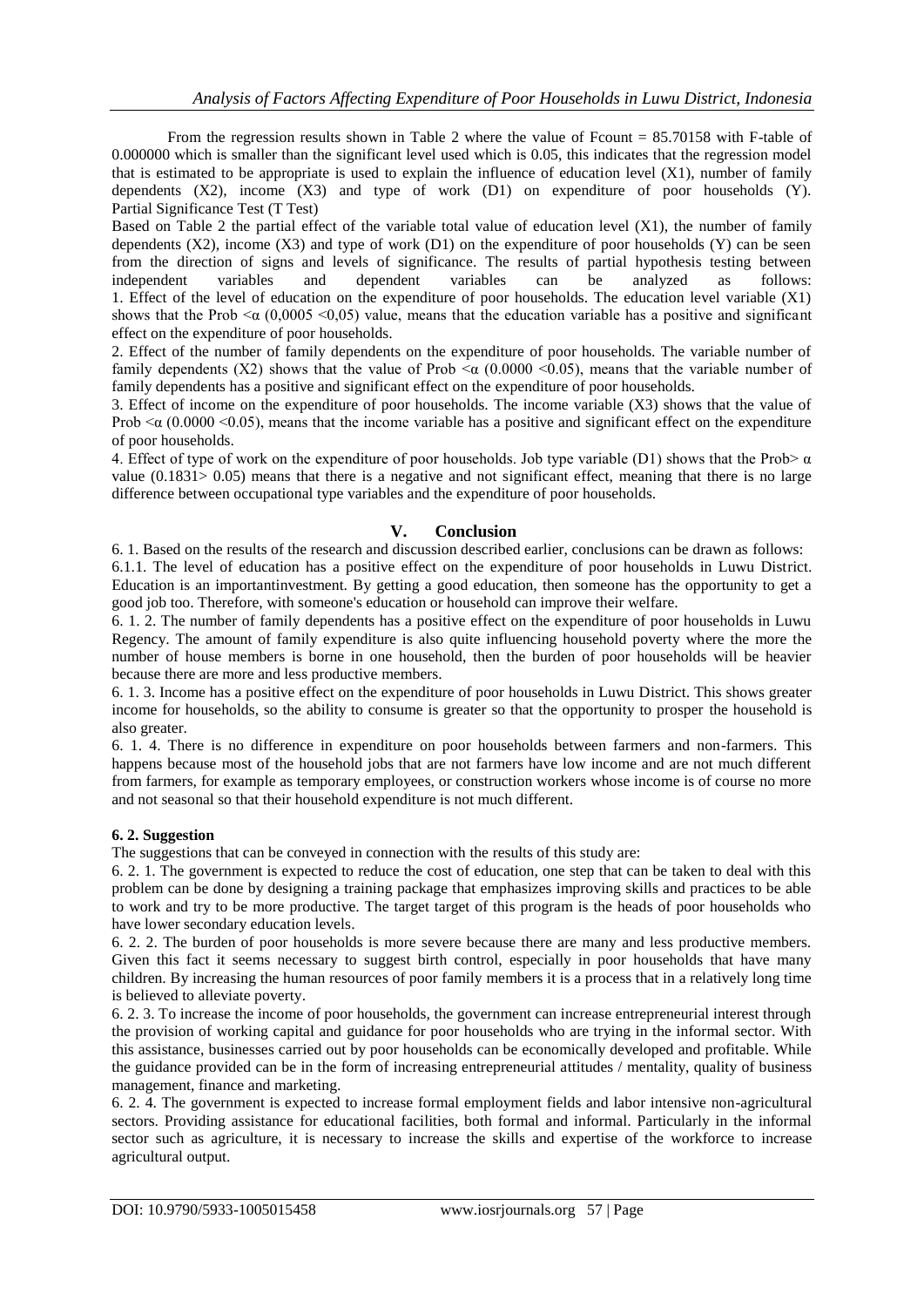From the regression results shown in Table 2 where the value of Fcount = 85.70158 with F-table of 0.000000 which is smaller than the significant level used which is 0.05, this indicates that the regression model that is estimated to be appropriate is used to explain the influence of education level (X1), number of family dependents (X2), income (X3) and type of work (D1) on expenditure of poor households (Y).

Partial Significance Test (T Test)

Based on Table 2 the partial effect of the variable total value of education level (X1), the number of family dependents (X2), income (X3) and type of work (D1) on the expenditure of poor households (Y) can be seen from the direction of signs and levels of significance. The results of partial hypothesis testing between independent variables and dependent variables can be analyzed as follows:

1. Effect of the level of education on the expenditure of poor households. The education level variable (X1) shows that the Prob $< \alpha$ (0,0005 <0,05) value, means that the education variable has a positive and significant effect on the expenditure of poor households.

2. Effect of the number of family dependents on the expenditure of poor households. The variable number of family dependents (X2) shows that the value of Prob $< \alpha$ (0.0000 <0.05), means that the variable number of family dependents has a positive and significant effect on the expenditure of poor households.

3. Effect of income on the expenditure of poor households. The income variable (X3) shows that the value of Prob $< \alpha$ (0.0000 <0.05), means that the income variable has a positive and significant effect on the expenditure of poor households.

4. Effect of type of work on the expenditure of poor households. Job type variable (D1) shows that the Prob$> \alpha$ value (0.1831> 0.05) means that there is a negative and not significant effect, meaning that there is no large difference between occupational type variables and the expenditure of poor households.

## V. Conclusion

6. 1. Based on the results of the research and discussion described earlier, conclusions can be drawn as follows:

6.1.1. The level of education has a positive effect on the expenditure of poor households in Luwu District. Education is an importantinvestment. By getting a good education, then someone has the opportunity to get a good job too. Therefore, with someone's education or household can improve their welfare.

6. 1. 2. The number of family dependents has a positive effect on the expenditure of poor households in Luwu Regency. The amount of family expenditure is also quite influencing household poverty where the more the number of house members is borne in one household, then the burden of poor households will be heavier because there are more and less productive members.

6. 1. 3. Income has a positive effect on the expenditure of poor households in Luwu District. This shows greater income for households, so the ability to consume is greater so that the opportunity to prosper the household is also greater.

6. 1. 4. There is no difference in expenditure on poor households between farmers and non-farmers. This happens because most of the household jobs that are not farmers have low income and are not much different from farmers, for example as temporary employees, or construction workers whose income is of course no more and not seasonal so that their household expenditure is not much different.

**6. 2. Suggestion**

The suggestions that can be conveyed in connection with the results of this study are:

6. 2. 1. The government is expected to reduce the cost of education, one step that can be taken to deal with this problem can be done by designing a training package that emphasizes improving skills and practices to be able to work and try to be more productive. The target target of this program is the heads of poor households who have lower secondary education levels.

6. 2. 2. The burden of poor households is more severe because there are many and less productive members. Given this fact it seems necessary to suggest birth control, especially in poor households that have many children. By increasing the human resources of poor family members it is a process that in a relatively long time is believed to alleviate poverty.

6. 2. 3. To increase the income of poor households, the government can increase entrepreneurial interest through the provision of working capital and guidance for poor households who are trying in the informal sector. With this assistance, businesses carried out by poor households can be economically developed and profitable. While the guidance provided can be in the form of increasing entrepreneurial attitudes / mentality, quality of business management, finance and marketing.

6. 2. 4. The government is expected to increase formal employment fields and labor intensive non-agricultural sectors. Providing assistance for educational facilities, both formal and informal. Particularly in the informal sector such as agriculture, it is necessary to increase the skills and expertise of the workforce to increase agricultural output.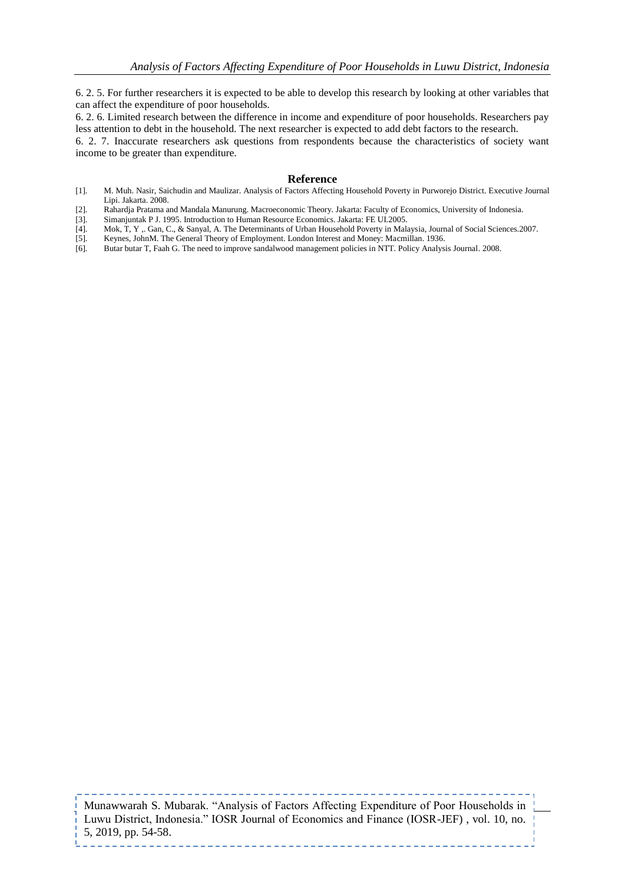6. 2. 5. For further researchers it is expected to be able to develop this research by looking at other variables that can affect the expenditure of poor households.

6. 2. 6. Limited research between the difference in income and expenditure of poor households. Researchers pay less attention to debt in the household. The next researcher is expected to add debt factors to the research.

6. 2. 7. Inaccurate researchers ask questions from respondents because the characteristics of society want income to be greater than expenditure.

## Reference

[1]. M. Muh. Nasir, Saichudin and Maulizar. Analysis of Factors Affecting Household Poverty in Purworejo District. Executive Journal Lipi. Jakarta. 2008.

[2]. Rahardja Pratama and Mandala Manurung. Macroeconomic Theory. Jakarta: Faculty of Economics, University of Indonesia.

[3]. Simanjuntak P J. 1995. Introduction to Human Resource Economics. Jakarta: FE UI.2005.

[4]. Mok, T, Y ,. Gan, C., & Sanyal, A. The Determinants of Urban Household Poverty in Malaysia, Journal of Social Sciences.2007.

[5]. Keynes, JohnM. The General Theory of Employment. London Interest and Money: Macmillan. 1936.

[6]. Butar butar T, Faah G. The need to improve sandalwood management policies in NTT. Policy Analysis Journal. 2008.

Munawwarah S. Mubarak. “Analysis of Factors Affecting Expenditure of Poor Households in Luwu District, Indonesia.” IOSR Journal of Economics and Finance (IOSR-JEF) , vol. 10, no. 5, 2019, pp. 54-58.